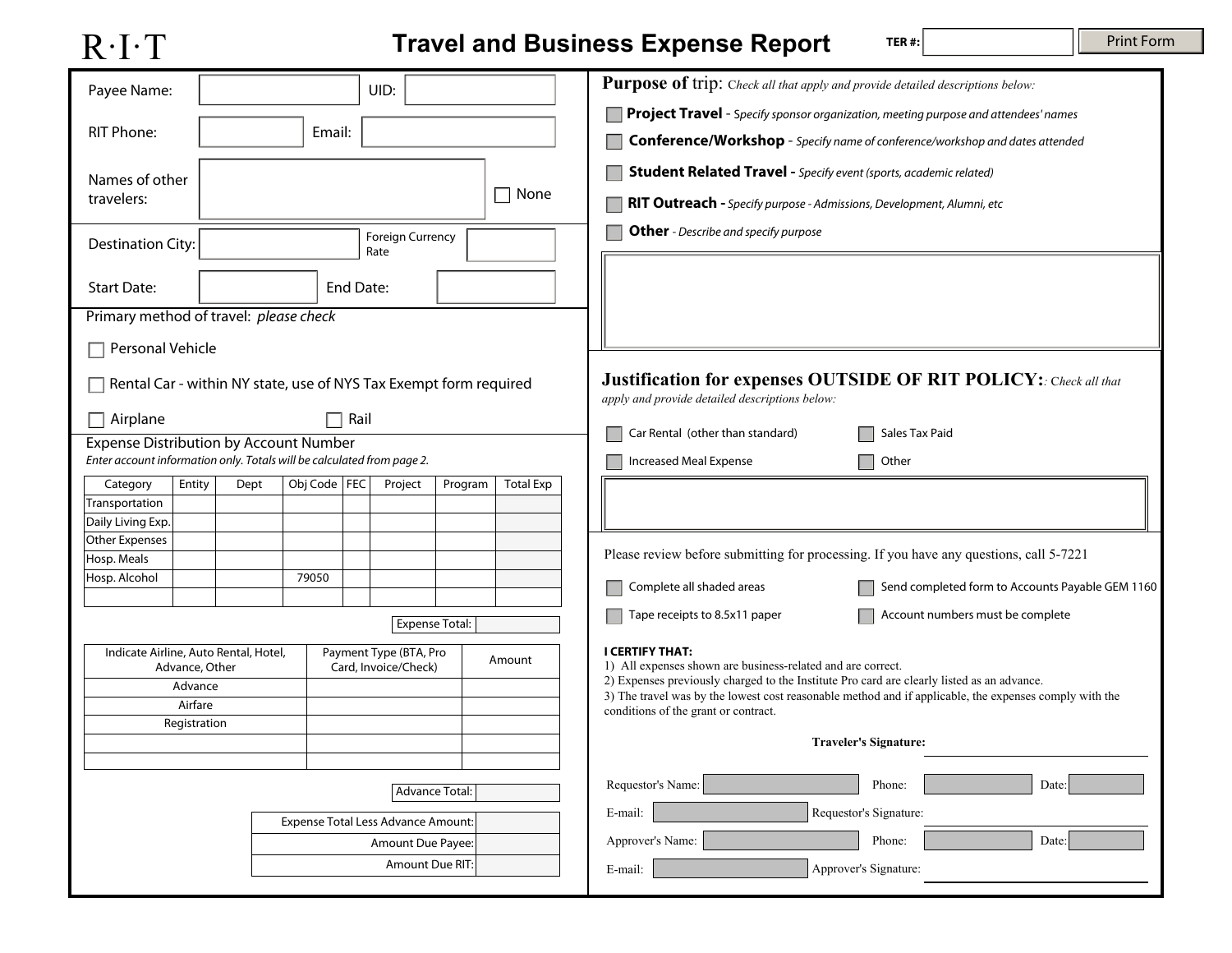R·I·T

# Travel and Business Expense Report

TER #:

Payee Name: &nbsp;&nbsp;&nbsp; UID:

RIT Phone: &nbsp;&nbsp;&nbsp; Email:

Names of other travelers: &nbsp;&nbsp;&nbsp; ☐ None

Destination City: &nbsp;&nbsp;&nbsp; Foreign Currency Rate

Start Date: &nbsp;&nbsp;&nbsp; End Date:

Primary method of travel: *please check*

- ☐ Personal Vehicle
- ☐ Rental Car - within NY state, use of NYS Tax Exempt form required
- ☐ Airplane
- ☐ Rail

Expense Distribution by Account Number

*Enter account information only. Totals will be calculated from page 2.*

| Category | Entity | Dept | Obj Code | FEC | Project | Program | Total Exp |
|---|---|---|---|---|---|---|---|
| Transportation | | | | | | | |
| Daily Living Exp. | | | | | | | |
| Other Expenses | | | | | | | |
| Hosp. Meals | | | | | | | |
| Hosp. Alcohol | | | 79050 | | | | |
| | | | | | | | |

Expense Total:

| Indicate Airline, Auto Rental, Hotel, Advance, Other | Payment Type (BTA, Pro Card, Invoice/Check) | Amount |
|---|---|---|
| Advance | | |
| Airfare | | |
| Registration | | |
| | | |
| | | |

Advance Total:

| | |
|---|---|
| Expense Total Less Advance Amount: | |
| Amount Due Payee: | |
| Amount Due RIT: | |

## Purpose of trip: *Check all that apply and provide detailed descriptions below:*

- ☐ **Project Travel** - *Specify sponsor organization, meeting purpose and attendees' names*
- ☐ **Conference/Workshop** - *Specify name of conference/workshop and dates attended*
- ☐ **Student Related Travel** - *Specify event (sports, academic related)*
- ☐ **RIT Outreach** - *Specify purpose - Admissions, Development, Alumni, etc*
- ☐ **Other** - *Describe and specify purpose*

## Justification for expenses OUTSIDE OF RIT POLICY: *: Check all that apply and provide detailed descriptions below:*

- ☐ Car Rental (other than standard)
- ☐ Sales Tax Paid
- ☐ Increased Meal Expense
- ☐ Other

Please review before submitting for processing. If you have any questions, call 5-7221

- ☐ Complete all shaded areas
- ☐ Send completed form to Accounts Payable GEM 1160
- ☐ Tape receipts to 8.5x11 paper
- ☐ Account numbers must be complete

**I CERTIFY THAT:**

1) All expenses shown are business-related and are correct.
2) Expenses previously charged to the Institute Pro card are clearly listed as an advance.
3) The travel was by the lowest cost reasonable method and if applicable, the expenses comply with the conditions of the grant or contract.

**Traveler's Signature:**

Requestor's Name: &nbsp;&nbsp;&nbsp; Phone: &nbsp;&nbsp;&nbsp; Date:

E-mail: &nbsp;&nbsp;&nbsp; Requestor's Signature:

Approver's Name: &nbsp;&nbsp;&nbsp; Phone: &nbsp;&nbsp;&nbsp; Date:

E-mail: &nbsp;&nbsp;&nbsp; Approver's Signature: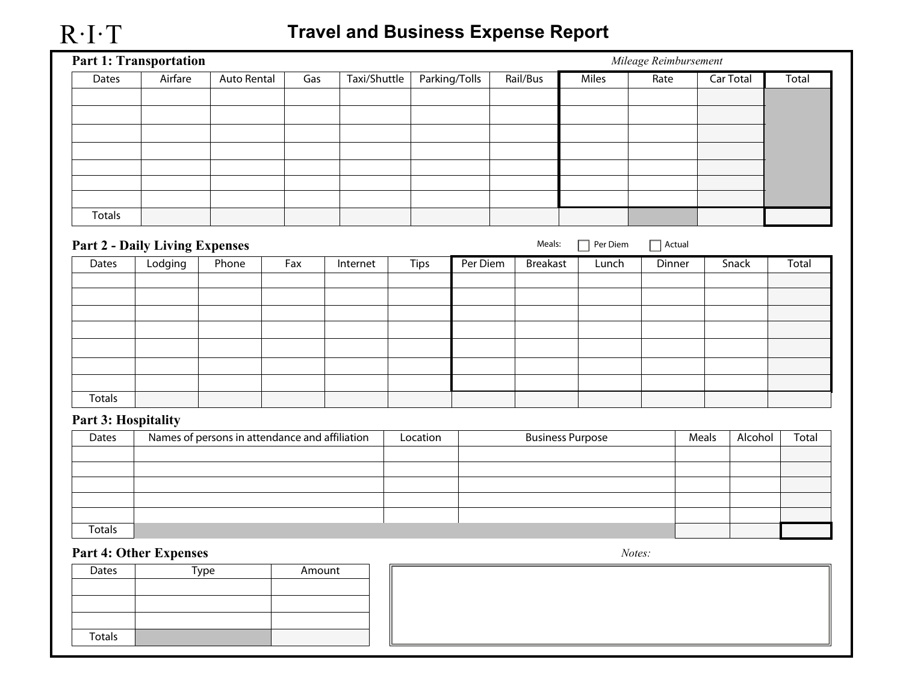R·I·T

# Travel and Business Expense Report

## Part 1: Transportation

*Mileage Reimbursement*

| Dates | Airfare | Auto Rental | Gas | Taxi/Shuttle | Parking/Tolls | Rail/Bus | Miles | Rate | Car Total | Total |
|---|---|---|---|---|---|---|---|---|---|---|
| | | | | | | | | | | |
| | | | | | | | | | | |
| | | | | | | | | | | |
| | | | | | | | | | | |
| | | | | | | | | | | |
| | | | | | | | | | | |
| | | | | | | | | | | |
| Totals | | | | | | | | | | |

## Part 2 - Daily Living Expenses

Meals: ☐ Per Diem ☐ Actual

| Dates | Lodging | Phone | Fax | Internet | Tips | Per Diem | Breakast | Lunch | Dinner | Snack | Total |
|---|---|---|---|---|---|---|---|---|---|---|---|
| | | | | | | | | | | | |
| | | | | | | | | | | | |
| | | | | | | | | | | | |
| | | | | | | | | | | | |
| | | | | | | | | | | | |
| | | | | | | | | | | | |
| | | | | | | | | | | | |
| Totals | | | | | | | | | | | |

## Part 3: Hospitality

| Dates | Names of persons in attendance and affiliation | Location | Business Purpose | Meals | Alcohol | Total |
|---|---|---|---|---|---|---|
| | | | | | | |
| | | | | | | |
| | | | | | | |
| | | | | | | |
| | | | | | | |
| Totals | | | | | | |

## Part 4: Other Expenses

| Dates | Type | Amount |
|---|---|---|
| | | |
| | | |
| | | |
| Totals | | |

*Notes:*